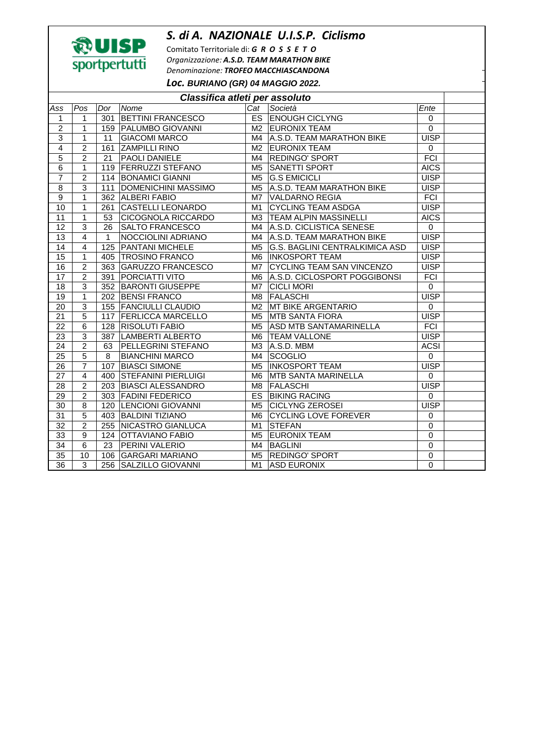UISP sportpertutti

## *S. di A. NAZIONALE U.I.S.P. Ciclismo*

Comitato Territoriale di: ***G R O S S E T O***
*Organizzazione:* ***A.S.D. TEAM MARATHON BIKE***
*Denominazione:* ***TROFEO MACCHIASCANDONA***

***Loc. BURIANO (GR) 04 MAGGIO 2022.***

### *Classifica atleti per assoluto*

| Ass | Pos | Dor | Nome | Cat | Società | Ente | |
|---|---|---|---|---|---|---|---|
| 1 | 1 | 301 | BETTINI FRANCESCO | ES | ENOUGH CICLYNG | 0 | |
| 2 | 1 | 159 | PALUMBO GIOVANNI | M2 | EURONIX TEAM | 0 | |
| 3 | 1 | 11 | GIACOMI MARCO | M4 | A.S.D. TEAM MARATHON BIKE | UISP | |
| 4 | 2 | 161 | ZAMPILLI RINO | M2 | EURONIX TEAM | 0 | |
| 5 | 2 | 21 | PAOLI DANIELE | M4 | REDINGO' SPORT | FCI | |
| 6 | 1 | 119 | FERRUZZI STEFANO | M5 | SANETTI SPORT | AICS | |
| 7 | 2 | 114 | BONAMICI GIANNI | M5 | G.S EMICICLI | UISP | |
| 8 | 3 | 111 | DOMENICHINI MASSIMO | M5 | A.S.D. TEAM MARATHON BIKE | UISP | |
| 9 | 1 | 362 | ALBERI FABIO | M7 | VALDARNO REGIA | FCI | |
| 10 | 1 | 261 | CASTELLI LEONARDO | M1 | CYCLING TEAM ASDGA | UISP | |
| 11 | 1 | 53 | CICOGNOLA RICCARDO | M3 | TEAM ALPIN MASSINELLI | AICS | |
| 12 | 3 | 26 | SALTO FRANCESCO | M4 | A.S.D. CICLISTICA SENESE | 0 | |
| 13 | 4 | 1 | NOCCIOLINI ADRIANO | M4 | A.S.D. TEAM MARATHON BIKE | UISP | |
| 14 | 4 | 125 | PANTANI MICHELE | M5 | G.S. BAGLINI CENTRALKIMICA ASD | UISP | |
| 15 | 1 | 405 | TROSINO FRANCO | M6 | INKOSPORT TEAM | UISP | |
| 16 | 2 | 363 | GARUZZO FRANCESCO | M7 | CYCLING TEAM SAN VINCENZO | UISP | |
| 17 | 2 | 391 | PORCIATTI VITO | M6 | A.S.D. CICLOSPORT POGGIBONSI | FCI | |
| 18 | 3 | 352 | BARONTI GIUSEPPE | M7 | CICLI MORI | 0 | |
| 19 | 1 | 202 | BENSI FRANCO | M8 | FALASCHI | UISP | |
| 20 | 3 | 155 | FANCIULLI CLAUDIO | M2 | MT BIKE ARGENTARIO | 0 | |
| 21 | 5 | 117 | FERLICCA MARCELLO | M5 | MTB SANTA FIORA | UISP | |
| 22 | 6 | 128 | RISOLUTI FABIO | M5 | ASD MTB SANTAMARINELLA | FCI | |
| 23 | 3 | 387 | LAMBERTI ALBERTO | M6 | TEAM VALLONE | UISP | |
| 24 | 2 | 63 | PELLEGRINI STEFANO | M3 | A.S.D. MBM | ACSI | |
| 25 | 5 | 8 | BIANCHINI MARCO | M4 | SCOGLIO | 0 | |
| 26 | 7 | 107 | BIASCI SIMONE | M5 | INKOSPORT TEAM | UISP | |
| 27 | 4 | 400 | STEFANINI PIERLUIGI | M6 | MTB SANTA MARINELLA | 0 | |
| 28 | 2 | 203 | BIASCI ALESSANDRO | M8 | FALASCHI | UISP | |
| 29 | 2 | 303 | FADINI FEDERICO | ES | BIKING RACING | 0 | |
| 30 | 8 | 120 | LENCIONI GIOVANNI | M5 | CICLYNG ZEROSEI | UISP | |
| 31 | 5 | 403 | BALDINI TIZIANO | M6 | CYCLING LOVE FOREVER | 0 | |
| 32 | 2 | 255 | NICASTRO GIANLUCA | M1 | STEFAN | 0 | |
| 33 | 9 | 124 | OTTAVIANO FABIO | M5 | EURONIX TEAM | 0 | |
| 34 | 6 | 23 | PERINI VALERIO | M4 | BAGLINI | 0 | |
| 35 | 10 | 106 | GARGARI MARIANO | M5 | REDINGO' SPORT | 0 | |
| 36 | 3 | 256 | SALZILLO GIOVANNI | M1 | ASD EURONIX | 0 | |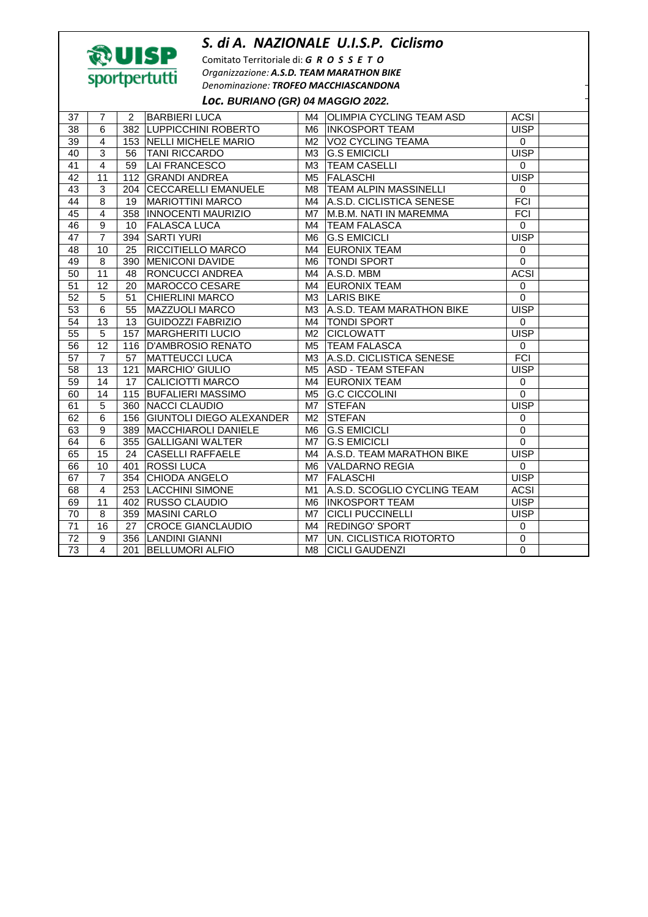## S. di A. NAZIONALE U.I.S.P. Ciclismo

Comitato Territoriale di: ***G R O S S E T O***
*Organizzazione:* ***A.S.D. TEAM MARATHON BIKE***
*Denominazione:* ***TROFEO MACCHIASCANDONA***

***Loc. BURIANO (GR) 04 MAGGIO 2022.***

| | | | | | | | |
|---|---|---|---|---|---|---|---|
| 37 | 7 | 2 | BARBIERI LUCA | M4 | OLIMPIA CYCLING TEAM ASD | ACSI | |
| 38 | 6 | 382 | LUPPICCHINI ROBERTO | M6 | INKOSPORT TEAM | UISP | |
| 39 | 4 | 153 | NELLI MICHELE MARIO | M2 | VO2 CYCLING TEAMA | 0 | |
| 40 | 3 | 56 | TANI RICCARDO | M3 | G.S EMICICLI | UISP | |
| 41 | 4 | 59 | LAI FRANCESCO | M3 | TEAM CASELLI | 0 | |
| 42 | 11 | 112 | GRANDI ANDREA | M5 | FALASCHI | UISP | |
| 43 | 3 | 204 | CECCARELLI EMANUELE | M8 | TEAM ALPIN MASSINELLI | 0 | |
| 44 | 8 | 19 | MARIOTTINI MARCO | M4 | A.S.D. CICLISTICA SENESE | FCI | |
| 45 | 4 | 358 | INNOCENTI MAURIZIO | M7 | M.B.M. NATI IN MAREMMA | FCI | |
| 46 | 9 | 10 | FALASCA LUCA | M4 | TEAM FALASCA | 0 | |
| 47 | 7 | 394 | SARTI YURI | M6 | G.S EMICICLI | UISP | |
| 48 | 10 | 25 | RICCITIELLO MARCO | M4 | EURONIX TEAM | 0 | |
| 49 | 8 | 390 | MENICONI DAVIDE | M6 | TONDI SPORT | 0 | |
| 50 | 11 | 48 | RONCUCCI ANDREA | M4 | A.S.D. MBM | ACSI | |
| 51 | 12 | 20 | MAROCCO CESARE | M4 | EURONIX TEAM | 0 | |
| 52 | 5 | 51 | CHIERLINI MARCO | M3 | LARIS BIKE | 0 | |
| 53 | 6 | 55 | MAZZUOLI MARCO | M3 | A.S.D. TEAM MARATHON BIKE | UISP | |
| 54 | 13 | 13 | GUIDOZZI FABRIZIO | M4 | TONDI SPORT | 0 | |
| 55 | 5 | 157 | MARGHERITI LUCIO | M2 | CICLOWATT | UISP | |
| 56 | 12 | 116 | D'AMBROSIO RENATO | M5 | TEAM FALASCA | 0 | |
| 57 | 7 | 57 | MATTEUCCI LUCA | M3 | A.S.D. CICLISTICA SENESE | FCI | |
| 58 | 13 | 121 | MARCHIO' GIULIO | M5 | ASD - TEAM STEFAN | UISP | |
| 59 | 14 | 17 | CALICIOTTI MARCO | M4 | EURONIX TEAM | 0 | |
| 60 | 14 | 115 | BUFALIERI MASSIMO | M5 | G.C CICCOLINI | 0 | |
| 61 | 5 | 360 | NACCI CLAUDIO | M7 | STEFAN | UISP | |
| 62 | 6 | 156 | GIUNTOLI DIEGO ALEXANDER | M2 | STEFAN | 0 | |
| 63 | 9 | 389 | MACCHIAROLI DANIELE | M6 | G.S EMICICLI | 0 | |
| 64 | 6 | 355 | GALLIGANI WALTER | M7 | G.S EMICICLI | 0 | |
| 65 | 15 | 24 | CASELLI RAFFAELE | M4 | A.S.D. TEAM MARATHON BIKE | UISP | |
| 66 | 10 | 401 | ROSSI LUCA | M6 | VALDARNO REGIA | 0 | |
| 67 | 7 | 354 | CHIODA ANGELO | M7 | FALASCHI | UISP | |
| 68 | 4 | 253 | LACCHINI SIMONE | M1 | A.S.D. SCOGLIO CYCLING TEAM | ACSI | |
| 69 | 11 | 402 | RUSSO CLAUDIO | M6 | INKOSPORT TEAM | UISP | |
| 70 | 8 | 359 | MASINI CARLO | M7 | CICLI PUCCINELLI | UISP | |
| 71 | 16 | 27 | CROCE GIANCLAUDIO | M4 | REDINGO' SPORT | 0 | |
| 72 | 9 | 356 | LANDINI GIANNI | M7 | UN. CICLISTICA RIOTORTO | 0 | |
| 73 | 4 | 201 | BELLUMORI ALFIO | M8 | CICLI GAUDENZI | 0 | |